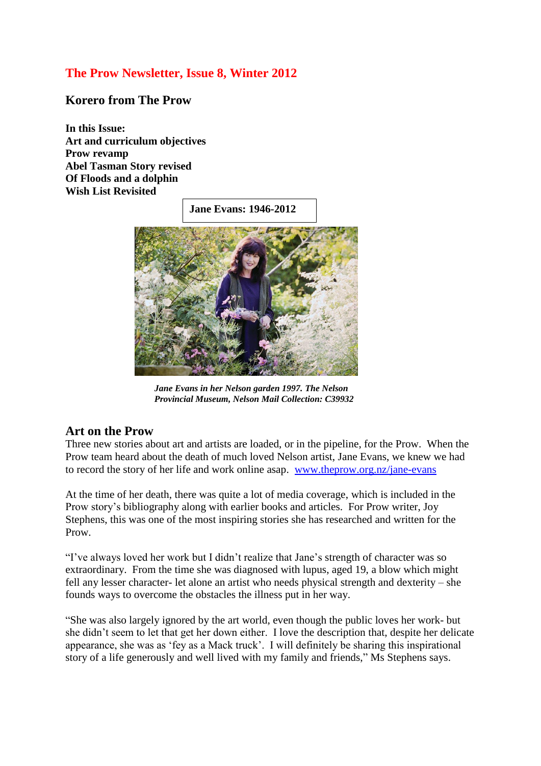# The Prow Newsletter, Issue 8, Winter 2012

## Korero from The Prow

**In this Issue:**
**Art and curriculum objectives**
**Prow revamp**
**Abel Tasman Story revised**
**Of Floods and a dolphin**
**Wish List Revisited**

**Jane Evans: 1946-2012**

***Jane Evans in her Nelson garden 1997. The Nelson Provincial Museum, Nelson Mail Collection: C39932***

## Art on the Prow

Three new stories about art and artists are loaded, or in the pipeline, for the Prow. When the Prow team heard about the death of much loved Nelson artist, Jane Evans, we knew we had to record the story of her life and work online asap. www.theprow.org.nz/jane-evans

At the time of her death, there was quite a lot of media coverage, which is included in the Prow story's bibliography along with earlier books and articles. For Prow writer, Joy Stephens, this was one of the most inspiring stories she has researched and written for the Prow.

"I've always loved her work but I didn't realize that Jane's strength of character was so extraordinary. From the time she was diagnosed with lupus, aged 19, a blow which might fell any lesser character- let alone an artist who needs physical strength and dexterity – she founds ways to overcome the obstacles the illness put in her way.

"She was also largely ignored by the art world, even though the public loves her work- but she didn't seem to let that get her down either. I love the description that, despite her delicate appearance, she was as 'fey as a Mack truck'. I will definitely be sharing this inspirational story of a life generously and well lived with my family and friends," Ms Stephens says.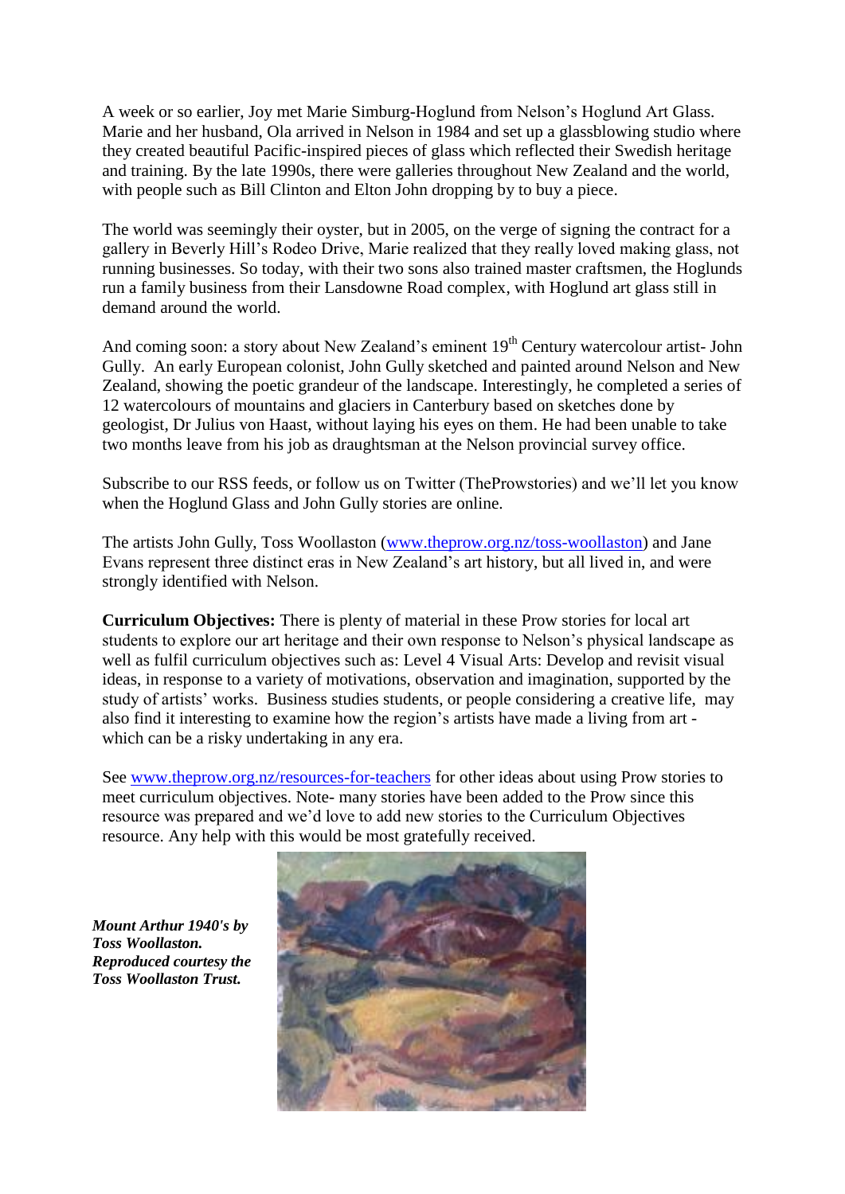A week or so earlier, Joy met Marie Simburg-Hoglund from Nelson's Hoglund Art Glass. Marie and her husband, Ola arrived in Nelson in 1984 and set up a glassblowing studio where they created beautiful Pacific-inspired pieces of glass which reflected their Swedish heritage and training. By the late 1990s, there were galleries throughout New Zealand and the world, with people such as Bill Clinton and Elton John dropping by to buy a piece.

The world was seemingly their oyster, but in 2005, on the verge of signing the contract for a gallery in Beverly Hill's Rodeo Drive, Marie realized that they really loved making glass, not running businesses. So today, with their two sons also trained master craftsmen, the Hoglunds run a family business from their Lansdowne Road complex, with Hoglund art glass still in demand around the world.

And coming soon: a story about New Zealand's eminent 19th Century watercolour artist- John Gully. An early European colonist, John Gully sketched and painted around Nelson and New Zealand, showing the poetic grandeur of the landscape. Interestingly, he completed a series of 12 watercolours of mountains and glaciers in Canterbury based on sketches done by geologist, Dr Julius von Haast, without laying his eyes on them. He had been unable to take two months leave from his job as draughtsman at the Nelson provincial survey office.

Subscribe to our RSS feeds, or follow us on Twitter (TheProwstories) and we'll let you know when the Hoglund Glass and John Gully stories are online.

The artists John Gully, Toss Woollaston (www.theprow.org.nz/toss-woollaston) and Jane Evans represent three distinct eras in New Zealand's art history, but all lived in, and were strongly identified with Nelson.

**Curriculum Objectives:** There is plenty of material in these Prow stories for local art students to explore our art heritage and their own response to Nelson's physical landscape as well as fulfil curriculum objectives such as: Level 4 Visual Arts: Develop and revisit visual ideas, in response to a variety of motivations, observation and imagination, supported by the study of artists' works. Business studies students, or people considering a creative life, may also find it interesting to examine how the region's artists have made a living from art - which can be a risky undertaking in any era.

See www.theprow.org.nz/resources-for-teachers for other ideas about using Prow stories to meet curriculum objectives. Note- many stories have been added to the Prow since this resource was prepared and we'd love to add new stories to the Curriculum Objectives resource. Any help with this would be most gratefully received.

***Mount Arthur 1940's by Toss Woollaston. Reproduced courtesy the Toss Woollaston Trust.***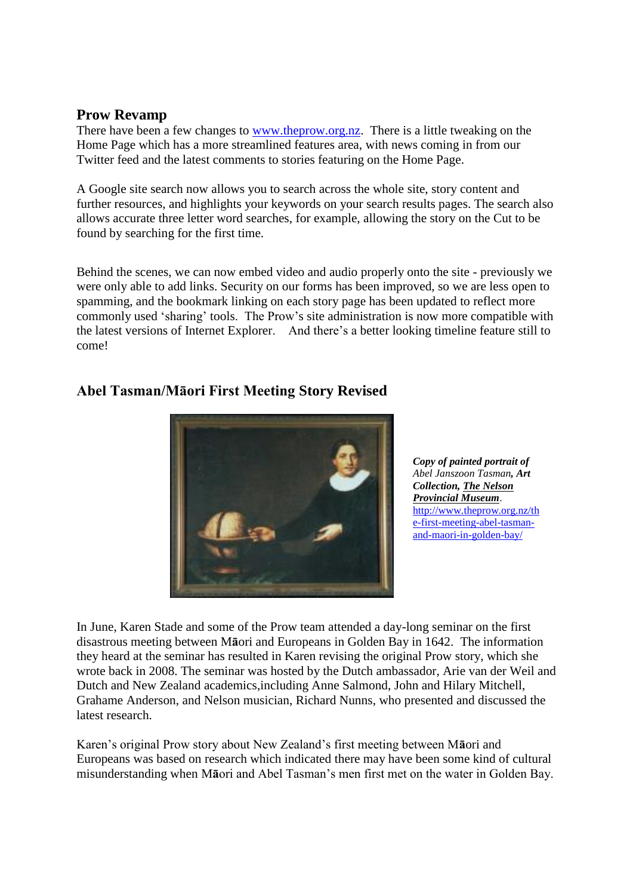## Prow Revamp

There have been a few changes to www.theprow.org.nz. There is a little tweaking on the Home Page which has a more streamlined features area, with news coming in from our Twitter feed and the latest comments to stories featuring on the Home Page.

A Google site search now allows you to search across the whole site, story content and further resources, and highlights your keywords on your search results pages. The search also allows accurate three letter word searches, for example, allowing the story on the Cut to be found by searching for the first time.

Behind the scenes, we can now embed video and audio properly onto the site - previously we were only able to add links. Security on our forms has been improved, so we are less open to spamming, and the bookmark linking on each story page has been updated to reflect more commonly used 'sharing' tools. The Prow's site administration is now more compatible with the latest versions of Internet Explorer. And there's a better looking timeline feature still to come!

## Abel Tasman/Māori First Meeting Story Revised

***Copy of painted portrait of*** *Abel Janszoon Tasman*, ***Art Collection, The Nelson Provincial Museum***. http://www.theprow.org.nz/the-first-meeting-abel-tasman-and-maori-in-golden-bay/

In June, Karen Stade and some of the Prow team attended a day-long seminar on the first disastrous meeting between Māori and Europeans in Golden Bay in 1642. The information they heard at the seminar has resulted in Karen revising the original Prow story, which she wrote back in 2008. The seminar was hosted by the Dutch ambassador, Arie van der Weil and Dutch and New Zealand academics,including Anne Salmond, John and Hilary Mitchell, Grahame Anderson, and Nelson musician, Richard Nunns, who presented and discussed the latest research.

Karen's original Prow story about New Zealand's first meeting between Māori and Europeans was based on research which indicated there may have been some kind of cultural misunderstanding when Māori and Abel Tasman's men first met on the water in Golden Bay.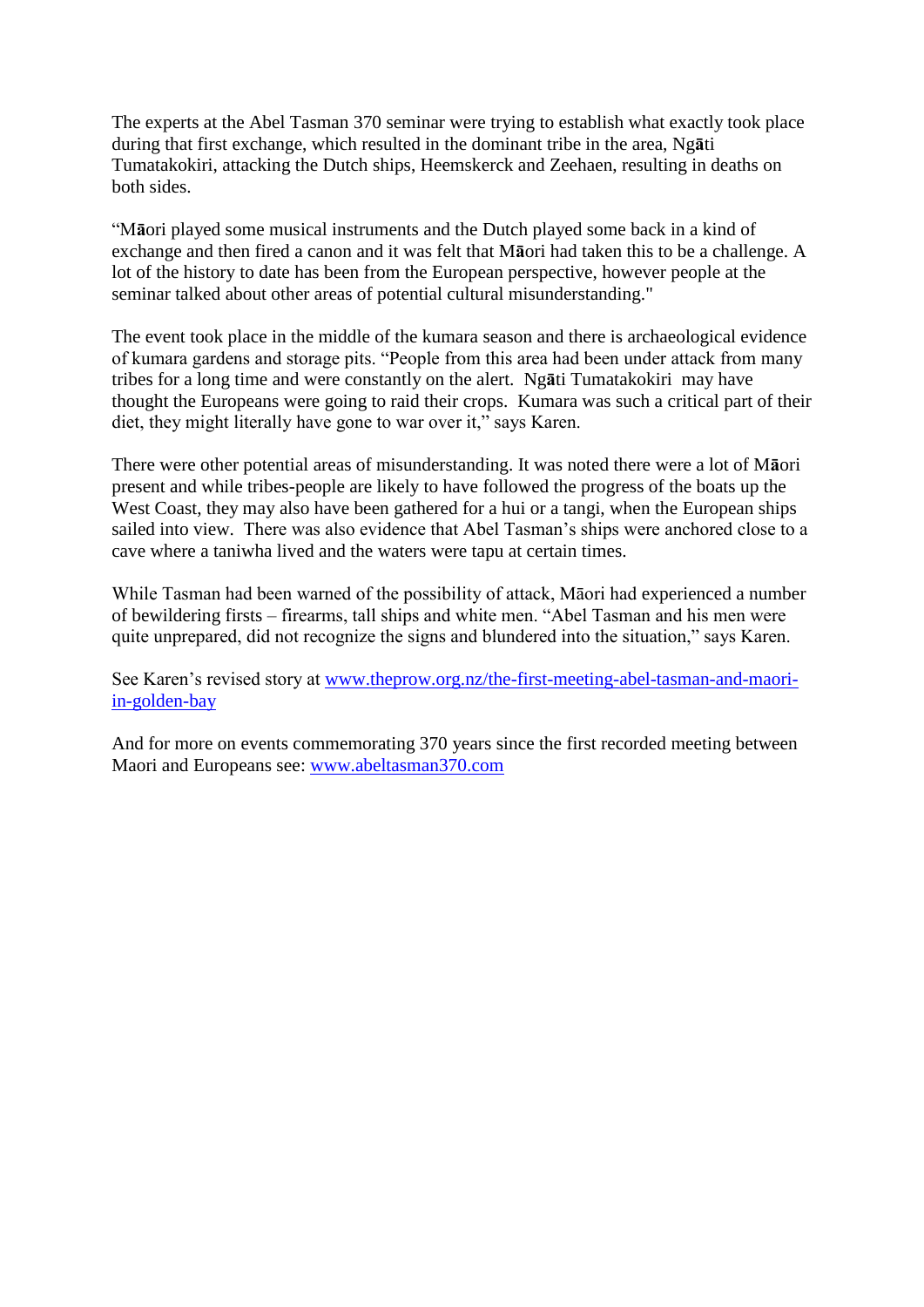The experts at the Abel Tasman 370 seminar were trying to establish what exactly took place during that first exchange, which resulted in the dominant tribe in the area, Ngāti Tumatakokiri, attacking the Dutch ships, Heemskerck and Zeehaen, resulting in deaths on both sides.

"Māori played some musical instruments and the Dutch played some back in a kind of exchange and then fired a canon and it was felt that Māori had taken this to be a challenge. A lot of the history to date has been from the European perspective, however people at the seminar talked about other areas of potential cultural misunderstanding."

The event took place in the middle of the kumara season and there is archaeological evidence of kumara gardens and storage pits. "People from this area had been under attack from many tribes for a long time and were constantly on the alert. Ngāti Tumatakokiri may have thought the Europeans were going to raid their crops. Kumara was such a critical part of their diet, they might literally have gone to war over it," says Karen.

There were other potential areas of misunderstanding. It was noted there were a lot of Māori present and while tribes-people are likely to have followed the progress of the boats up the West Coast, they may also have been gathered for a hui or a tangi, when the European ships sailed into view. There was also evidence that Abel Tasman's ships were anchored close to a cave where a taniwha lived and the waters were tapu at certain times.

While Tasman had been warned of the possibility of attack, Māori had experienced a number of bewildering firsts – firearms, tall ships and white men. "Abel Tasman and his men were quite unprepared, did not recognize the signs and blundered into the situation," says Karen.

See Karen's revised story at [www.theprow.org.nz/the-first-meeting-abel-tasman-and-maori-in-golden-bay](www.theprow.org.nz/the-first-meeting-abel-tasman-and-maori-in-golden-bay)

And for more on events commemorating 370 years since the first recorded meeting between Maori and Europeans see: [www.abeltasman370.com](www.abeltasman370.com)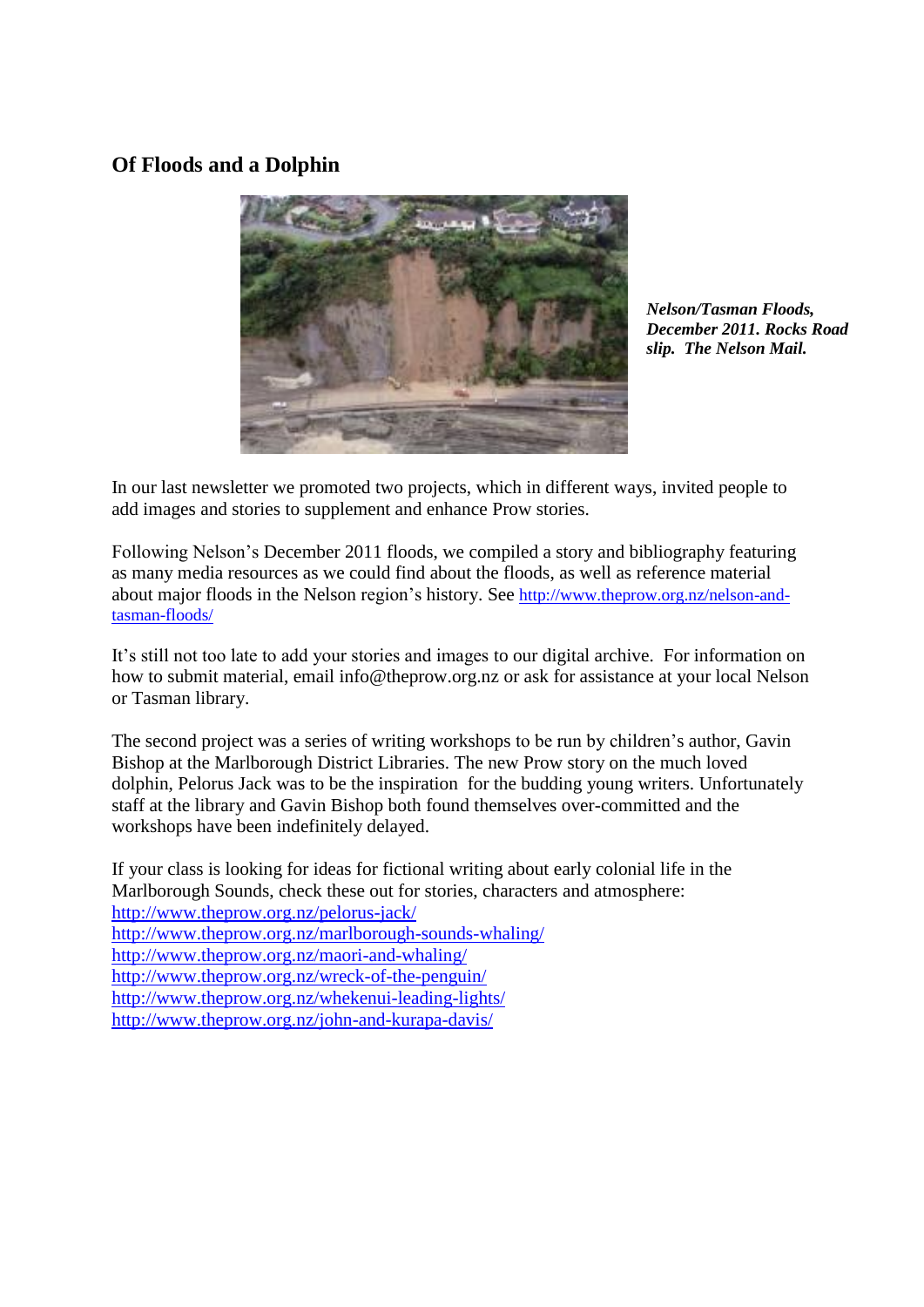## Of Floods and a Dolphin

***Nelson/Tasman Floods, December 2011. Rocks Road slip. The Nelson Mail.***

In our last newsletter we promoted two projects, which in different ways, invited people to add images and stories to supplement and enhance Prow stories.

Following Nelson's December 2011 floods, we compiled a story and bibliography featuring as many media resources as we could find about the floods, as well as reference material about major floods in the Nelson region's history. See http://www.theprow.org.nz/nelson-and-tasman-floods/

It's still not too late to add your stories and images to our digital archive. For information on how to submit material, email info@theprow.org.nz or ask for assistance at your local Nelson or Tasman library.

The second project was a series of writing workshops to be run by children's author, Gavin Bishop at the Marlborough District Libraries. The new Prow story on the much loved dolphin, Pelorus Jack was to be the inspiration for the budding young writers. Unfortunately staff at the library and Gavin Bishop both found themselves over-committed and the workshops have been indefinitely delayed.

If your class is looking for ideas for fictional writing about early colonial life in the Marlborough Sounds, check these out for stories, characters and atmosphere:
http://www.theprow.org.nz/pelorus-jack/
http://www.theprow.org.nz/marlborough-sounds-whaling/
http://www.theprow.org.nz/maori-and-whaling/
http://www.theprow.org.nz/wreck-of-the-penguin/
http://www.theprow.org.nz/whekenui-leading-lights/
http://www.theprow.org.nz/john-and-kurapa-davis/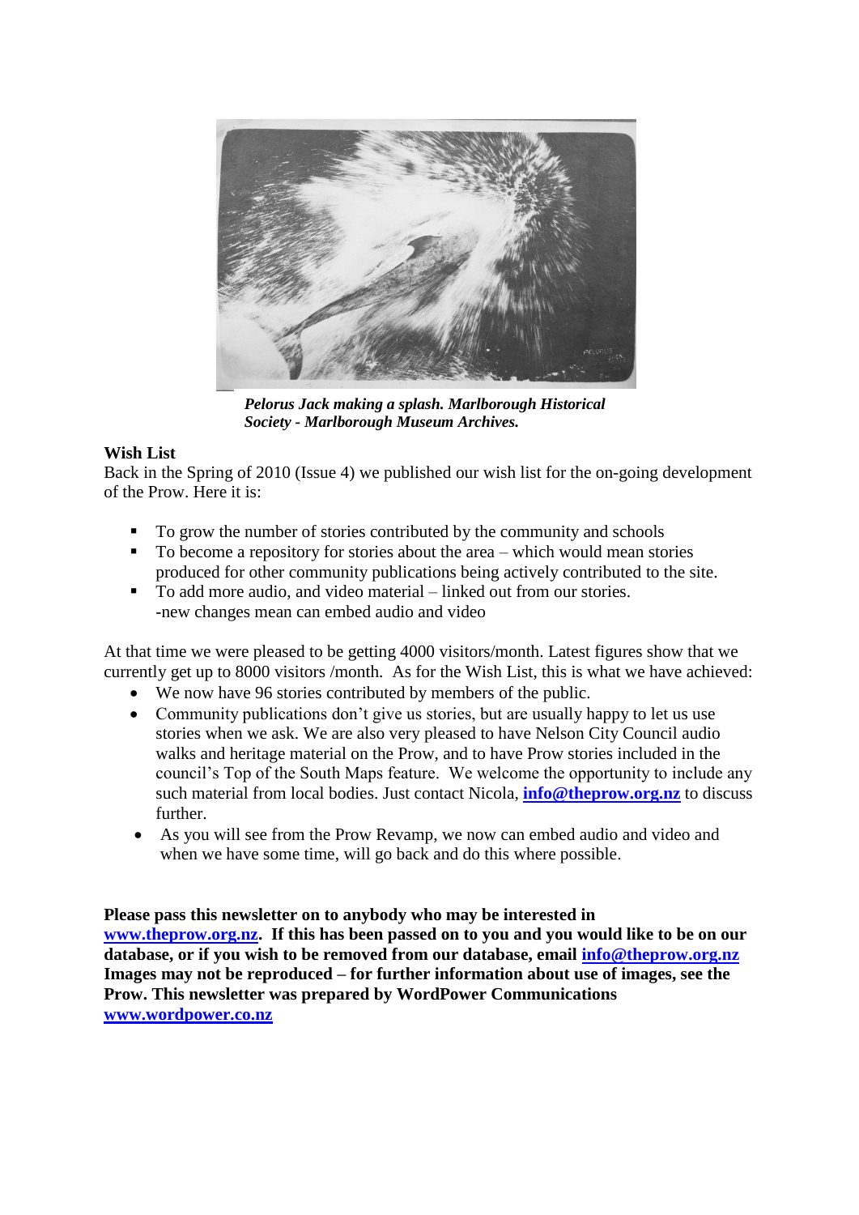*Pelorus Jack making a splash. Marlborough Historical Society - Marlborough Museum Archives.*

**Wish List**

Back in the Spring of 2010 (Issue 4) we published our wish list for the on-going development of the Prow. Here it is:

- To grow the number of stories contributed by the community and schools
- To become a repository for stories about the area – which would mean stories produced for other community publications being actively contributed to the site.
- To add more audio, and video material – linked out from our stories.
  -new changes mean can embed audio and video

At that time we were pleased to be getting 4000 visitors/month. Latest figures show that we currently get up to 8000 visitors /month. As for the Wish List, this is what we have achieved:

- We now have 96 stories contributed by members of the public.
- Community publications don't give us stories, but are usually happy to let us use stories when we ask. We are also very pleased to have Nelson City Council audio walks and heritage material on the Prow, and to have Prow stories included in the council's Top of the South Maps feature. We welcome the opportunity to include any such material from local bodies. Just contact Nicola, **info@theprow.org.nz** to discuss further.
- As you will see from the Prow Revamp, we now can embed audio and video and when we have some time, will go back and do this where possible.

**Please pass this newsletter on to anybody who may be interested in www.theprow.org.nz. If this has been passed on to you and you would like to be on our database, or if you wish to be removed from our database, email info@theprow.org.nz Images may not be reproduced – for further information about use of images, see the Prow. This newsletter was prepared by WordPower Communications www.wordpower.co.nz**